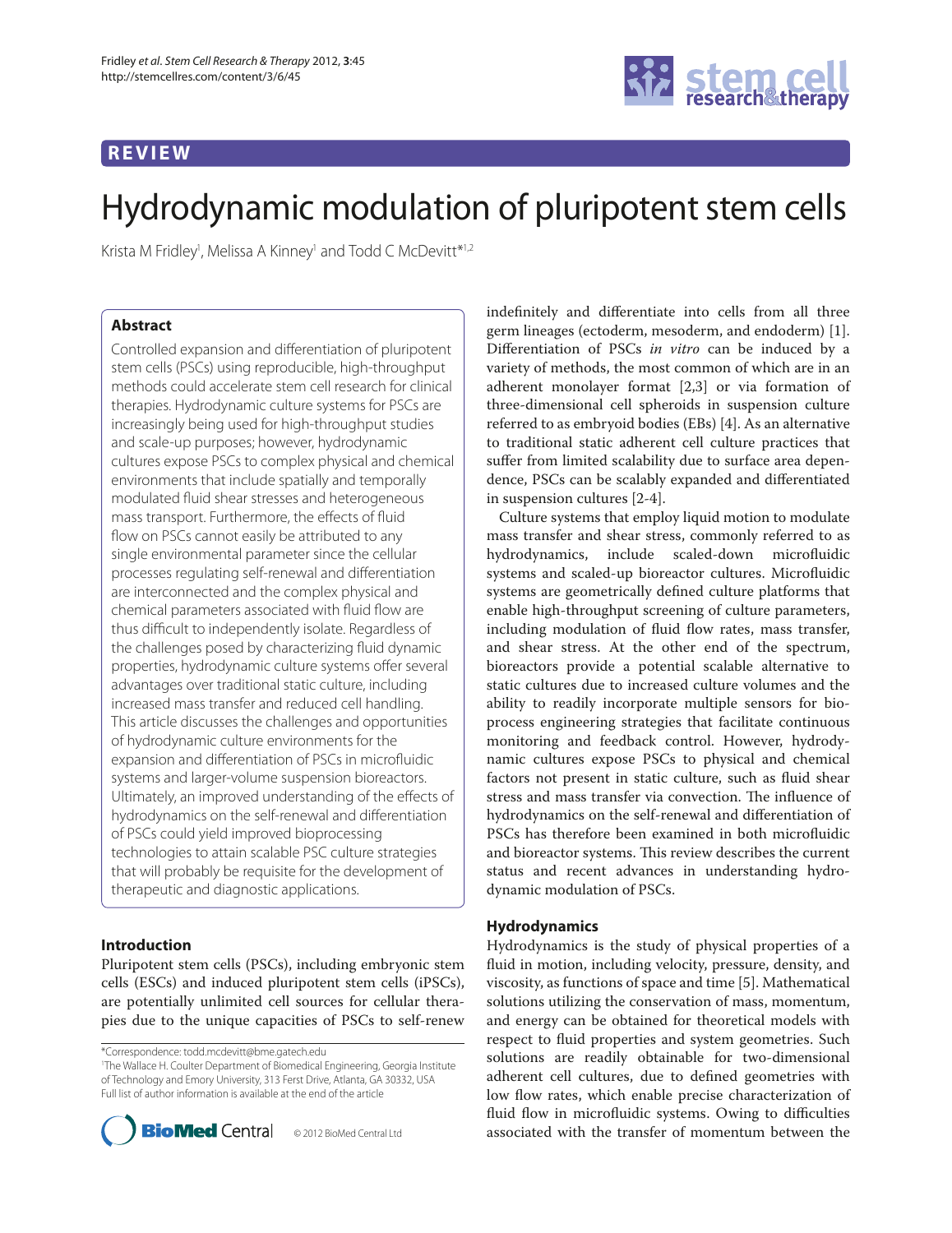# REVIEW

# Hydrodynamic modulation of pluripotent stem cells

Krista M Fridley[1], Melissa A Kinney[1] and Todd C McDevitt*[1,2]

## Abstract

Controlled expansion and differentiation of pluripotent stem cells (PSCs) using reproducible, high-throughput methods could accelerate stem cell research for clinical therapies. Hydrodynamic culture systems for PSCs are increasingly being used for high-throughput studies and scale-up purposes; however, hydrodynamic cultures expose PSCs to complex physical and chemical environments that include spatially and temporally modulated fluid shear stresses and heterogeneous mass transport. Furthermore, the effects of fluid flow on PSCs cannot easily be attributed to any single environmental parameter since the cellular processes regulating self-renewal and differentiation are interconnected and the complex physical and chemical parameters associated with fluid flow are thus difficult to independently isolate. Regardless of the challenges posed by characterizing fluid dynamic properties, hydrodynamic culture systems offer several advantages over traditional static culture, including increased mass transfer and reduced cell handling. This article discusses the challenges and opportunities of hydrodynamic culture environments for the expansion and differentiation of PSCs in microfluidic systems and larger-volume suspension bioreactors. Ultimately, an improved understanding of the effects of hydrodynamics on the self-renewal and differentiation of PSCs could yield improved bioprocessing technologies to attain scalable PSC culture strategies that will probably be requisite for the development of therapeutic and diagnostic applications.

## Introduction

Pluripotent stem cells (PSCs), including embryonic stem cells (ESCs) and induced pluripotent stem cells (iPSCs), are potentially unlimited cell sources for cellular therapies due to the unique capacities of PSCs to self-renew indefinitely and differentiate into cells from all three germ lineages (ectoderm, mesoderm, and endoderm) [1]. Differentiation of PSCs *in vitro* can be induced by a variety of methods, the most common of which are in an adherent monolayer format [2,3] or via formation of three-dimensional cell spheroids in suspension culture referred to as embryoid bodies (EBs) [4]. As an alternative to traditional static adherent cell culture practices that suffer from limited scalability due to surface area dependence, PSCs can be scalably expanded and differentiated in suspension cultures [2-4].

Culture systems that employ liquid motion to modulate mass transfer and shear stress, commonly referred to as hydrodynamics, include scaled-down microfluidic systems and scaled-up bioreactor cultures. Microfluidic systems are geometrically defined culture platforms that enable high-throughput screening of culture parameters, including modulation of fluid flow rates, mass transfer, and shear stress. At the other end of the spectrum, bioreactors provide a potential scalable alternative to static cultures due to increased culture volumes and the ability to readily incorporate multiple sensors for bioprocess engineering strategies that facilitate continuous monitoring and feedback control. However, hydrodynamic cultures expose PSCs to physical and chemical factors not present in static culture, such as fluid shear stress and mass transfer via convection. The influence of hydrodynamics on the self-renewal and differentiation of PSCs has therefore been examined in both microfluidic and bioreactor systems. This review describes the current status and recent advances in understanding hydrodynamic modulation of PSCs.

## Hydrodynamics

Hydrodynamics is the study of physical properties of a fluid in motion, including velocity, pressure, density, and viscosity, as functions of space and time [5]. Mathematical solutions utilizing the conservation of mass, momentum, and energy can be obtained for theoretical models with respect to fluid properties and system geometries. Such solutions are readily obtainable for two-dimensional adherent cell cultures, due to defined geometries with low flow rates, which enable precise characterization of fluid flow in microfluidic systems. Owing to difficulties associated with the transfer of momentum between the

*Correspondence: todd.mcdevitt@bme.gatech.edu
[1]The Wallace H. Coulter Department of Biomedical Engineering, Georgia Institute of Technology and Emory University, 313 Ferst Drive, Atlanta, GA 30332, USA
Full list of author information is available at the end of the article

© 2012 BioMed Central Ltd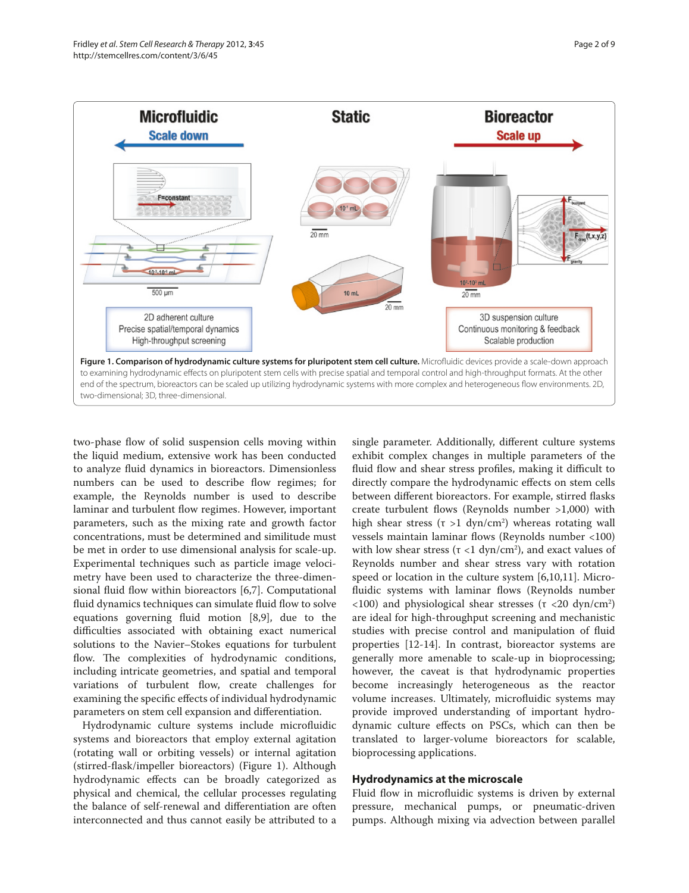**Figure 1. Comparison of hydrodynamic culture systems for pluripotent stem cell culture.** Microfluidic devices provide a scale-down approach to examining hydrodynamic effects on pluripotent stem cells with precise spatial and temporal control and high-throughput formats. At the other end of the spectrum, bioreactors can be scaled up utilizing hydrodynamic systems with more complex and heterogeneous flow environments. 2D, two-dimensional; 3D, three-dimensional.

two-phase flow of solid suspension cells moving within the liquid medium, extensive work has been conducted to analyze fluid dynamics in bioreactors. Dimensionless numbers can be used to describe flow regimes; for example, the Reynolds number is used to describe laminar and turbulent flow regimes. However, important parameters, such as the mixing rate and growth factor concentrations, must be determined and similitude must be met in order to use dimensional analysis for scale-up. Experimental techniques such as particle image velocimetry have been used to characterize the three-dimensional fluid flow within bioreactors [6,7]. Computational fluid dynamics techniques can simulate fluid flow to solve equations governing fluid motion [8,9], due to the difficulties associated with obtaining exact numerical solutions to the Navier–Stokes equations for turbulent flow. The complexities of hydrodynamic conditions, including intricate geometries, and spatial and temporal variations of turbulent flow, create challenges for examining the specific effects of individual hydrodynamic parameters on stem cell expansion and differentiation.

Hydrodynamic culture systems include microfluidic systems and bioreactors that employ external agitation (rotating wall or orbiting vessels) or internal agitation (stirred-flask/impeller bioreactors) (Figure 1). Although hydrodynamic effects can be broadly categorized as physical and chemical, the cellular processes regulating the balance of self-renewal and differentiation are often interconnected and thus cannot easily be attributed to a single parameter. Additionally, different culture systems exhibit complex changes in multiple parameters of the fluid flow and shear stress profiles, making it difficult to directly compare the hydrodynamic effects on stem cells between different bioreactors. For example, stirred flasks create turbulent flows (Reynolds number >1,000) with high shear stress ($\tau$ >1 dyn/cm$^2$) whereas rotating wall vessels maintain laminar flows (Reynolds number <100) with low shear stress ($\tau$ <1 dyn/cm$^2$), and exact values of Reynolds number and shear stress vary with rotation speed or location in the culture system [6,10,11]. Microfluidic systems with laminar flows (Reynolds number <100) and physiological shear stresses ($\tau$ <20 dyn/cm$^2$) are ideal for high-throughput screening and mechanistic studies with precise control and manipulation of fluid properties [12-14]. In contrast, bioreactor systems are generally more amenable to scale-up in bioprocessing; however, the caveat is that hydrodynamic properties become increasingly heterogeneous as the reactor volume increases. Ultimately, microfluidic systems may provide improved understanding of important hydrodynamic culture effects on PSCs, which can then be translated to larger-volume bioreactors for scalable, bioprocessing applications.

## Hydrodynamics at the microscale

Fluid flow in microfluidic systems is driven by external pressure, mechanical pumps, or pneumatic-driven pumps. Although mixing via advection between parallel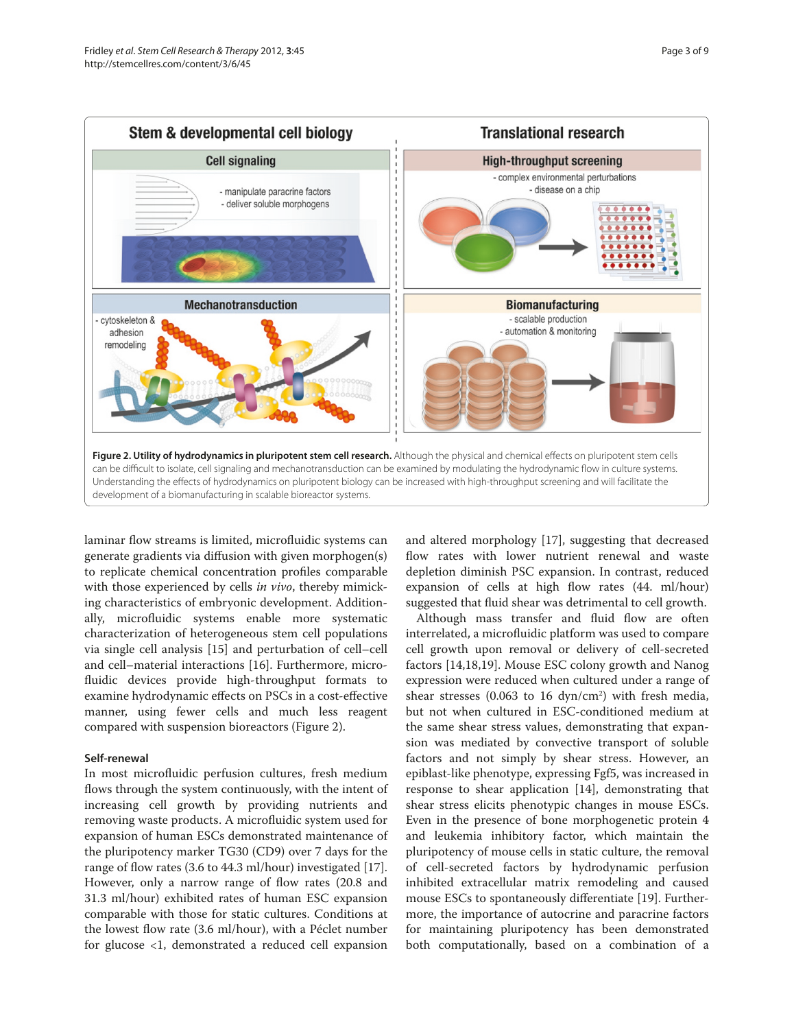**Figure 2. Utility of hydrodynamics in pluripotent stem cell research.** Although the physical and chemical effects on pluripotent stem cells can be difficult to isolate, cell signaling and mechanotransduction can be examined by modulating the hydrodynamic flow in culture systems. Understanding the effects of hydrodynamics on pluripotent biology can be increased with high-throughput screening and will facilitate the development of a biomanufacturing in scalable bioreactor systems.

laminar flow streams is limited, microfluidic systems can generate gradients via diffusion with given morphogen(s) to replicate chemical concentration profiles comparable with those experienced by cells *in vivo*, thereby mimicking characteristics of embryonic development. Additionally, microfluidic systems enable more systematic characterization of heterogeneous stem cell populations via single cell analysis [15] and perturbation of cell–cell and cell–material interactions [16]. Furthermore, microfluidic devices provide high-throughput formats to examine hydrodynamic effects on PSCs in a cost-effective manner, using fewer cells and much less reagent compared with suspension bioreactors (Figure 2).

### Self-renewal

In most microfluidic perfusion cultures, fresh medium flows through the system continuously, with the intent of increasing cell growth by providing nutrients and removing waste products. A microfluidic system used for expansion of human ESCs demonstrated maintenance of the pluripotency marker TG30 (CD9) over 7 days for the range of flow rates (3.6 to 44.3 ml/hour) investigated [17]. However, only a narrow range of flow rates (20.8 and 31.3 ml/hour) exhibited rates of human ESC expansion comparable with those for static cultures. Conditions at the lowest flow rate (3.6 ml/hour), with a Péclet number for glucose <1, demonstrated a reduced cell expansion and altered morphology [17], suggesting that decreased flow rates with lower nutrient renewal and waste depletion diminish PSC expansion. In contrast, reduced expansion of cells at high flow rates (44. ml/hour) suggested that fluid shear was detrimental to cell growth.

Although mass transfer and fluid flow are often interrelated, a microfluidic platform was used to compare cell growth upon removal or delivery of cell-secreted factors [14,18,19]. Mouse ESC colony growth and Nanog expression were reduced when cultured under a range of shear stresses (0.063 to 16 dyn/cm$^2$) with fresh media, but not when cultured in ESC-conditioned medium at the same shear stress values, demonstrating that expansion was mediated by convective transport of soluble factors and not simply by shear stress. However, an epiblast-like phenotype, expressing Fgf5, was increased in response to shear application [14], demonstrating that shear stress elicits phenotypic changes in mouse ESCs. Even in the presence of bone morphogenetic protein 4 and leukemia inhibitory factor, which maintain the pluripotency of mouse cells in static culture, the removal of cell-secreted factors by hydrodynamic perfusion inhibited extracellular matrix remodeling and caused mouse ESCs to spontaneously differentiate [19]. Furthermore, the importance of autocrine and paracrine factors for maintaining pluripotency has been demonstrated both computationally, based on a combination of a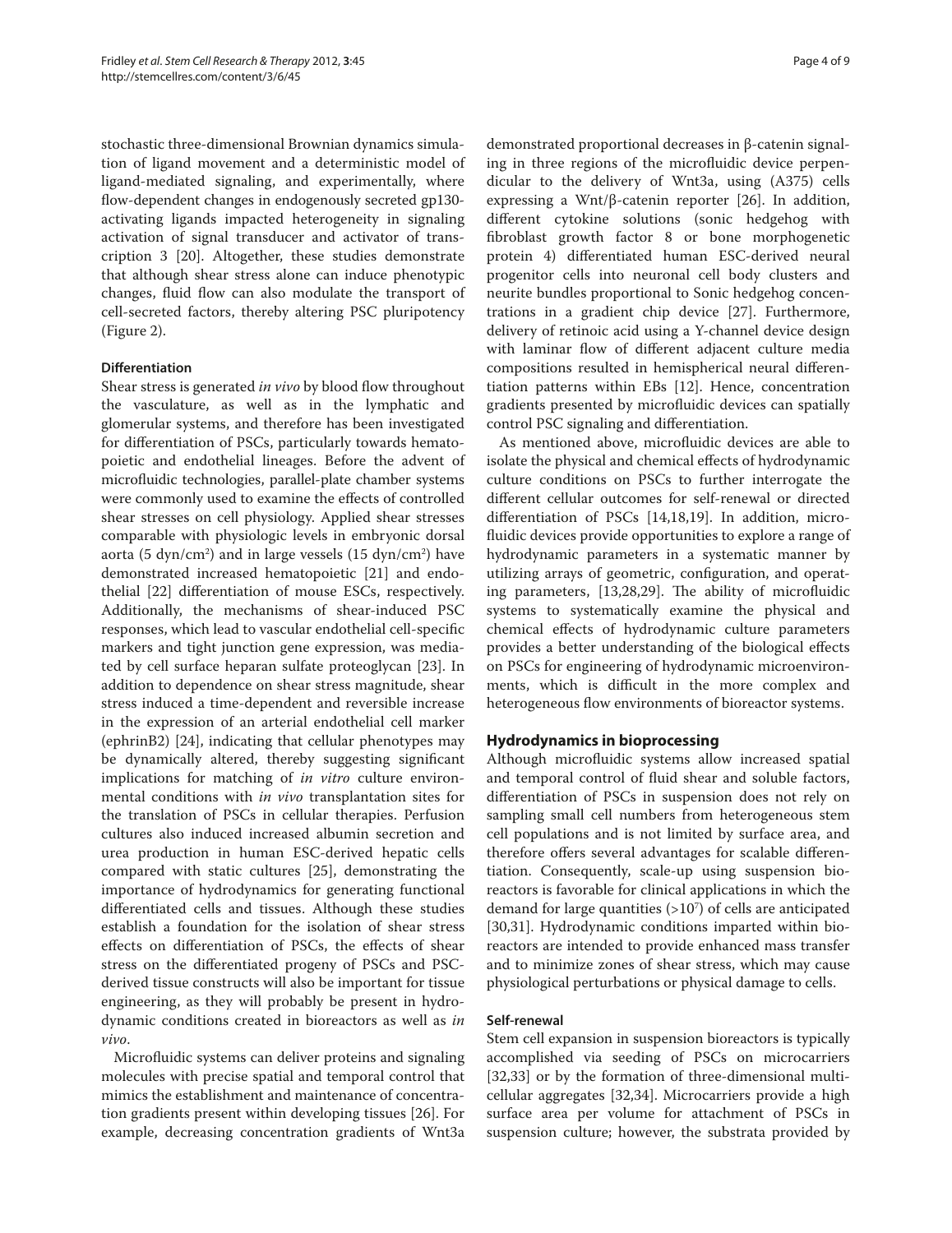stochastic three-dimensional Brownian dynamics simulation of ligand movement and a deterministic model of ligand-mediated signaling, and experimentally, where flow-dependent changes in endogenously secreted gp130-activating ligands impacted heterogeneity in signaling activation of signal transducer and activator of transcription 3 [20]. Altogether, these studies demonstrate that although shear stress alone can induce phenotypic changes, fluid flow can also modulate the transport of cell-secreted factors, thereby altering PSC pluripotency (Figure 2).

#### Differentiation

Shear stress is generated *in vivo* by blood flow throughout the vasculature, as well as in the lymphatic and glomerular systems, and therefore has been investigated for differentiation of PSCs, particularly towards hematopoietic and endothelial lineages. Before the advent of microfluidic technologies, parallel-plate chamber systems were commonly used to examine the effects of controlled shear stresses on cell physiology. Applied shear stresses comparable with physiologic levels in embryonic dorsal aorta (5 dyn/cm$^2$) and in large vessels (15 dyn/cm$^2$) have demonstrated increased hematopoietic [21] and endothelial [22] differentiation of mouse ESCs, respectively. Additionally, the mechanisms of shear-induced PSC responses, which lead to vascular endothelial cell-specific markers and tight junction gene expression, was mediated by cell surface heparan sulfate proteoglycan [23]. In addition to dependence on shear stress magnitude, shear stress induced a time-dependent and reversible increase in the expression of an arterial endothelial cell marker (ephrinB2) [24], indicating that cellular phenotypes may be dynamically altered, thereby suggesting significant implications for matching of *in vitro* culture environmental conditions with *in vivo* transplantation sites for the translation of PSCs in cellular therapies. Perfusion cultures also induced increased albumin secretion and urea production in human ESC-derived hepatic cells compared with static cultures [25], demonstrating the importance of hydrodynamics for generating functional differentiated cells and tissues. Although these studies establish a foundation for the isolation of shear stress effects on differentiation of PSCs, the effects of shear stress on the differentiated progeny of PSCs and PSC-derived tissue constructs will also be important for tissue engineering, as they will probably be present in hydrodynamic conditions created in bioreactors as well as *in vivo*.

Microfluidic systems can deliver proteins and signaling molecules with precise spatial and temporal control that mimics the establishment and maintenance of concentration gradients present within developing tissues [26]. For example, decreasing concentration gradients of Wnt3a demonstrated proportional decreases in β-catenin signaling in three regions of the microfluidic device perpendicular to the delivery of Wnt3a, using (A375) cells expressing a Wnt/β-catenin reporter [26]. In addition, different cytokine solutions (sonic hedgehog with fibroblast growth factor 8 or bone morphogenetic protein 4) differentiated human ESC-derived neural progenitor cells into neuronal cell body clusters and neurite bundles proportional to Sonic hedgehog concentrations in a gradient chip device [27]. Furthermore, delivery of retinoic acid using a Y-channel device design with laminar flow of different adjacent culture media compositions resulted in hemispherical neural differentiation patterns within EBs [12]. Hence, concentration gradients presented by microfluidic devices can spatially control PSC signaling and differentiation.

As mentioned above, microfluidic devices are able to isolate the physical and chemical effects of hydrodynamic culture conditions on PSCs to further interrogate the different cellular outcomes for self-renewal or directed differentiation of PSCs [14,18,19]. In addition, microfluidic devices provide opportunities to explore a range of hydrodynamic parameters in a systematic manner by utilizing arrays of geometric, configuration, and operating parameters, [13,28,29]. The ability of microfluidic systems to systematically examine the physical and chemical effects of hydrodynamic culture parameters provides a better understanding of the biological effects on PSCs for engineering of hydrodynamic microenvironments, which is difficult in the more complex and heterogeneous flow environments of bioreactor systems.

### Hydrodynamics in bioprocessing

Although microfluidic systems allow increased spatial and temporal control of fluid shear and soluble factors, differentiation of PSCs in suspension does not rely on sampling small cell numbers from heterogeneous stem cell populations and is not limited by surface area, and therefore offers several advantages for scalable differentiation. Consequently, scale-up using suspension bioreactors is favorable for clinical applications in which the demand for large quantities (>$10^7$) of cells are anticipated [30,31]. Hydrodynamic conditions imparted within bioreactors are intended to provide enhanced mass transfer and to minimize zones of shear stress, which may cause physiological perturbations or physical damage to cells.

#### Self-renewal

Stem cell expansion in suspension bioreactors is typically accomplished via seeding of PSCs on microcarriers [32,33] or by the formation of three-dimensional multicellular aggregates [32,34]. Microcarriers provide a high surface area per volume for attachment of PSCs in suspension culture; however, the substrata provided by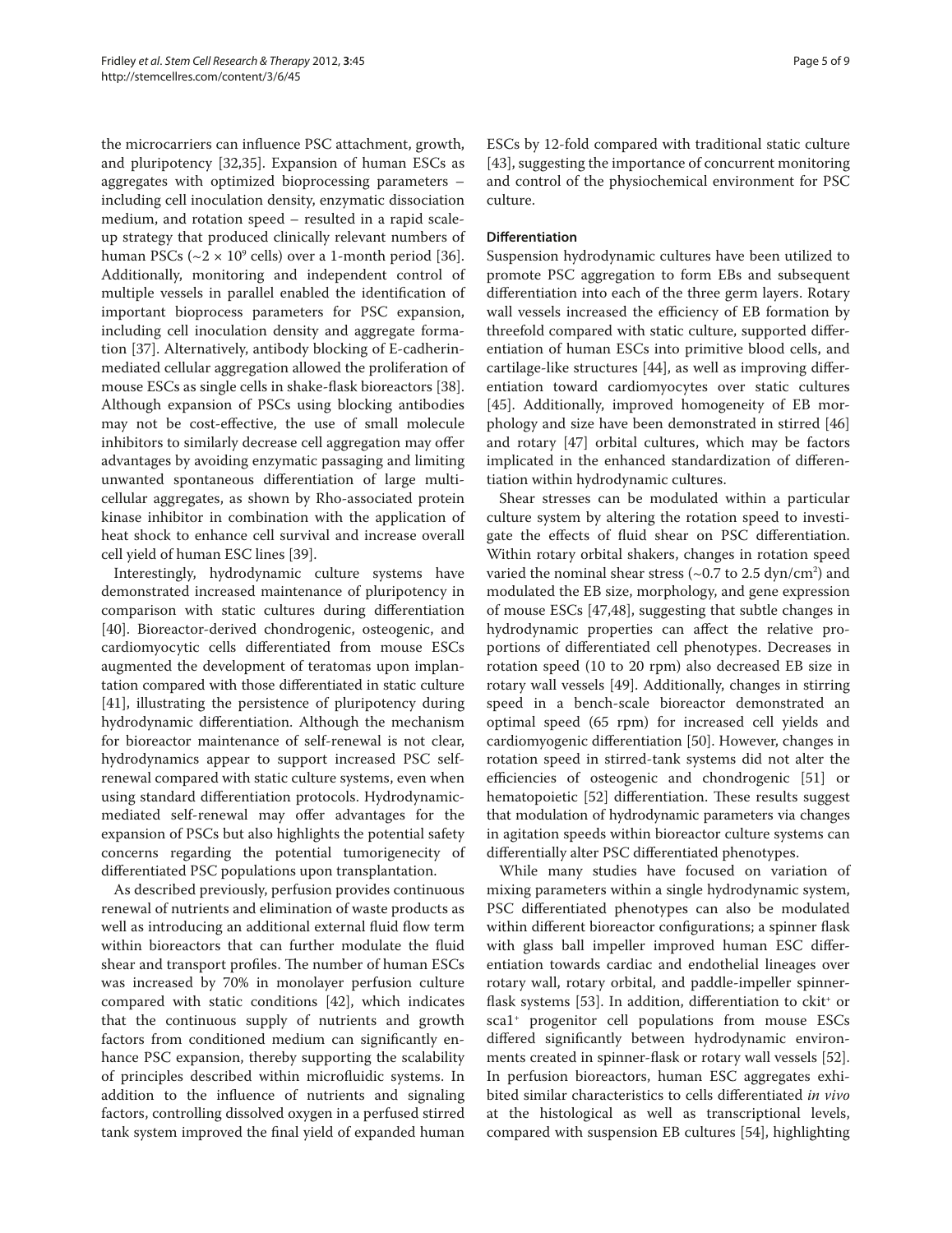the microcarriers can influence PSC attachment, growth, and pluripotency [32,35]. Expansion of human ESCs as aggregates with optimized bioprocessing parameters – including cell inoculation density, enzymatic dissociation medium, and rotation speed – resulted in a rapid scale-up strategy that produced clinically relevant numbers of human PSCs (~$2 \times 10^9$ cells) over a 1-month period [36]. Additionally, monitoring and independent control of multiple vessels in parallel enabled the identification of important bioprocess parameters for PSC expansion, including cell inoculation density and aggregate formation [37]. Alternatively, antibody blocking of E-cadherin-mediated cellular aggregation allowed the proliferation of mouse ESCs as single cells in shake-flask bioreactors [38]. Although expansion of PSCs using blocking antibodies may not be cost-effective, the use of small molecule inhibitors to similarly decrease cell aggregation may offer advantages by avoiding enzymatic passaging and limiting unwanted spontaneous differentiation of large multicellular aggregates, as shown by Rho-associated protein kinase inhibitor in combination with the application of heat shock to enhance cell survival and increase overall cell yield of human ESC lines [39].

Interestingly, hydrodynamic culture systems have demonstrated increased maintenance of pluripotency in comparison with static cultures during differentiation [40]. Bioreactor-derived chondrogenic, osteogenic, and cardiomyocytic cells differentiated from mouse ESCs augmented the development of teratomas upon implantation compared with those differentiated in static culture [41], illustrating the persistence of pluripotency during hydrodynamic differentiation. Although the mechanism for bioreactor maintenance of self-renewal is not clear, hydrodynamics appear to support increased PSC self-renewal compared with static culture systems, even when using standard differentiation protocols. Hydrodynamic-mediated self-renewal may offer advantages for the expansion of PSCs but also highlights the potential safety concerns regarding the potential tumorigenecity of differentiated PSC populations upon transplantation.

As described previously, perfusion provides continuous renewal of nutrients and elimination of waste products as well as introducing an additional external fluid flow term within bioreactors that can further modulate the fluid shear and transport profiles. The number of human ESCs was increased by 70% in monolayer perfusion culture compared with static conditions [42], which indicates that the continuous supply of nutrients and growth factors from conditioned medium can significantly enhance PSC expansion, thereby supporting the scalability of principles described within microfluidic systems. In addition to the influence of nutrients and signaling factors, controlling dissolved oxygen in a perfused stirred tank system improved the final yield of expanded human ESCs by 12-fold compared with traditional static culture [43], suggesting the importance of concurrent monitoring and control of the physiochemical environment for PSC culture.

### Differentiation

Suspension hydrodynamic cultures have been utilized to promote PSC aggregation to form EBs and subsequent differentiation into each of the three germ layers. Rotary wall vessels increased the efficiency of EB formation by threefold compared with static culture, supported differentiation of human ESCs into primitive blood cells, and cartilage-like structures [44], as well as improving differentiation toward cardiomyocytes over static cultures [45]. Additionally, improved homogeneity of EB morphology and size have been demonstrated in stirred [46] and rotary [47] orbital cultures, which may be factors implicated in the enhanced standardization of differentiation within hydrodynamic cultures.

Shear stresses can be modulated within a particular culture system by altering the rotation speed to investigate the effects of fluid shear on PSC differentiation. Within rotary orbital shakers, changes in rotation speed varied the nominal shear stress (~0.7 to 2.5 dyn/cm$^2$) and modulated the EB size, morphology, and gene expression of mouse ESCs [47,48], suggesting that subtle changes in hydrodynamic properties can affect the relative proportions of differentiated cell phenotypes. Decreases in rotation speed (10 to 20 rpm) also decreased EB size in rotary wall vessels [49]. Additionally, changes in stirring speed in a bench-scale bioreactor demonstrated an optimal speed (65 rpm) for increased cell yields and cardiomyogenic differentiation [50]. However, changes in rotation speed in stirred-tank systems did not alter the efficiencies of osteogenic and chondrogenic [51] or hematopoietic [52] differentiation. These results suggest that modulation of hydrodynamic parameters via changes in agitation speeds within bioreactor culture systems can differentially alter PSC differentiated phenotypes.

While many studies have focused on variation of mixing parameters within a single hydrodynamic system, PSC differentiated phenotypes can also be modulated within different bioreactor configurations; a spinner flask with glass ball impeller improved human ESC differentiation towards cardiac and endothelial lineages over rotary wall, rotary orbital, and paddle-impeller spinner-flask systems [53]. In addition, differentiation to ckit$^+$ or sca1$^+$ progenitor cell populations from mouse ESCs differed significantly between hydrodynamic environments created in spinner-flask or rotary wall vessels [52]. In perfusion bioreactors, human ESC aggregates exhibited similar characteristics to cells differentiated *in vivo* at the histological as well as transcriptional levels, compared with suspension EB cultures [54], highlighting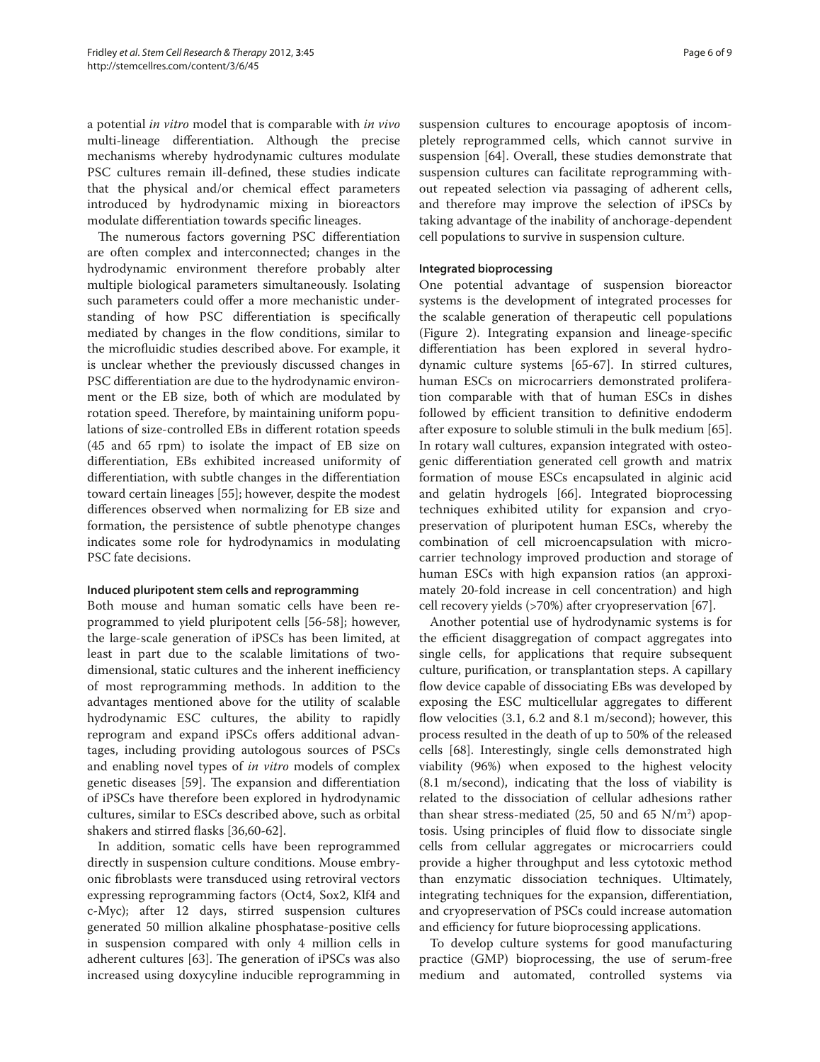a potential *in vitro* model that is comparable with *in vivo* multi-lineage differentiation. Although the precise mechanisms whereby hydrodynamic cultures modulate PSC cultures remain ill-defined, these studies indicate that the physical and/or chemical effect parameters introduced by hydrodynamic mixing in bioreactors modulate differentiation towards specific lineages.

The numerous factors governing PSC differentiation are often complex and interconnected; changes in the hydrodynamic environment therefore probably alter multiple biological parameters simultaneously. Isolating such parameters could offer a more mechanistic understanding of how PSC differentiation is specifically mediated by changes in the flow conditions, similar to the microfluidic studies described above. For example, it is unclear whether the previously discussed changes in PSC differentiation are due to the hydrodynamic environment or the EB size, both of which are modulated by rotation speed. Therefore, by maintaining uniform populations of size-controlled EBs in different rotation speeds (45 and 65 rpm) to isolate the impact of EB size on differentiation, EBs exhibited increased uniformity of differentiation, with subtle changes in the differentiation toward certain lineages [55]; however, despite the modest differences observed when normalizing for EB size and formation, the persistence of subtle phenotype changes indicates some role for hydrodynamics in modulating PSC fate decisions.

#### Induced pluripotent stem cells and reprogramming

Both mouse and human somatic cells have been reprogrammed to yield pluripotent cells [56-58]; however, the large-scale generation of iPSCs has been limited, at least in part due to the scalable limitations of two-dimensional, static cultures and the inherent inefficiency of most reprogramming methods. In addition to the advantages mentioned above for the utility of scalable hydrodynamic ESC cultures, the ability to rapidly reprogram and expand iPSCs offers additional advantages, including providing autologous sources of PSCs and enabling novel types of *in vitro* models of complex genetic diseases [59]. The expansion and differentiation of iPSCs have therefore been explored in hydrodynamic cultures, similar to ESCs described above, such as orbital shakers and stirred flasks [36,60-62].

In addition, somatic cells have been reprogrammed directly in suspension culture conditions. Mouse embryonic fibroblasts were transduced using retroviral vectors expressing reprogramming factors (Oct4, Sox2, Klf4 and c-Myc); after 12 days, stirred suspension cultures generated 50 million alkaline phosphatase-positive cells in suspension compared with only 4 million cells in adherent cultures [63]. The generation of iPSCs was also increased using doxycyline inducible reprogramming in suspension cultures to encourage apoptosis of incompletely reprogrammed cells, which cannot survive in suspension [64]. Overall, these studies demonstrate that suspension cultures can facilitate reprogramming without repeated selection via passaging of adherent cells, and therefore may improve the selection of iPSCs by taking advantage of the inability of anchorage-dependent cell populations to survive in suspension culture.

#### Integrated bioprocessing

One potential advantage of suspension bioreactor systems is the development of integrated processes for the scalable generation of therapeutic cell populations (Figure 2). Integrating expansion and lineage-specific differentiation has been explored in several hydrodynamic culture systems [65-67]. In stirred cultures, human ESCs on microcarriers demonstrated proliferation comparable with that of human ESCs in dishes followed by efficient transition to definitive endoderm after exposure to soluble stimuli in the bulk medium [65]. In rotary wall cultures, expansion integrated with osteogenic differentiation generated cell growth and matrix formation of mouse ESCs encapsulated in alginic acid and gelatin hydrogels [66]. Integrated bioprocessing techniques exhibited utility for expansion and cryopreservation of pluripotent human ESCs, whereby the combination of cell microencapsulation with microcarrier technology improved production and storage of human ESCs with high expansion ratios (an approximately 20-fold increase in cell concentration) and high cell recovery yields (>70%) after cryopreservation [67].

Another potential use of hydrodynamic systems is for the efficient disaggregation of compact aggregates into single cells, for applications that require subsequent culture, purification, or transplantation steps. A capillary flow device capable of dissociating EBs was developed by exposing the ESC multicellular aggregates to different flow velocities (3.1, 6.2 and 8.1 m/second); however, this process resulted in the death of up to 50% of the released cells [68]. Interestingly, single cells demonstrated high viability (96%) when exposed to the highest velocity (8.1 m/second), indicating that the loss of viability is related to the dissociation of cellular adhesions rather than shear stress-mediated (25, 50 and 65 $N/m^2$) apoptosis. Using principles of fluid flow to dissociate single cells from cellular aggregates or microcarriers could provide a higher throughput and less cytotoxic method than enzymatic dissociation techniques. Ultimately, integrating techniques for the expansion, differentiation, and cryopreservation of PSCs could increase automation and efficiency for future bioprocessing applications.

To develop culture systems for good manufacturing practice (GMP) bioprocessing, the use of serum-free medium and automated, controlled systems via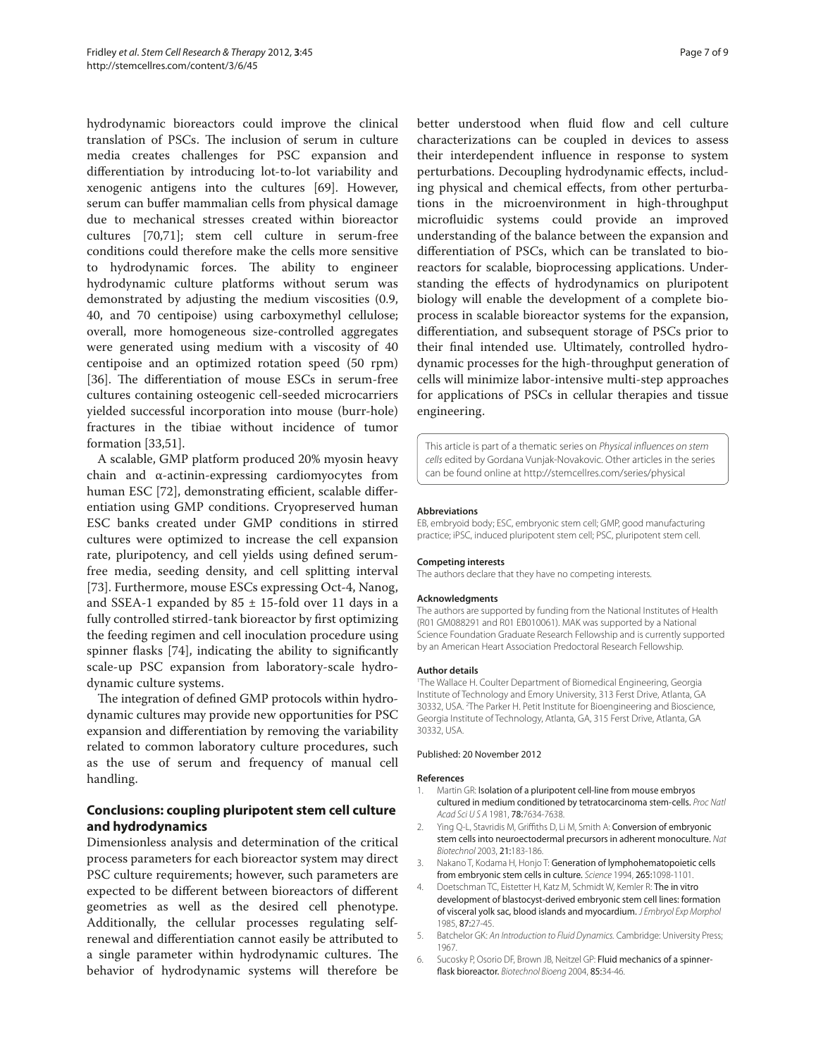hydrodynamic bioreactors could improve the clinical translation of PSCs. The inclusion of serum in culture media creates challenges for PSC expansion and differentiation by introducing lot-to-lot variability and xenogenic antigens into the cultures [69]. However, serum can buffer mammalian cells from physical damage due to mechanical stresses created within bioreactor cultures [70,71]; stem cell culture in serum-free conditions could therefore make the cells more sensitive to hydrodynamic forces. The ability to engineer hydrodynamic culture platforms without serum was demonstrated by adjusting the medium viscosities (0.9, 40, and 70 centipoise) using carboxymethyl cellulose; overall, more homogeneous size-controlled aggregates were generated using medium with a viscosity of 40 centipoise and an optimized rotation speed (50 rpm) [36]. The differentiation of mouse ESCs in serum-free cultures containing osteogenic cell-seeded microcarriers yielded successful incorporation into mouse (burr-hole) fractures in the tibiae without incidence of tumor formation [33,51].

A scalable, GMP platform produced 20% myosin heavy chain and α-actinin-expressing cardiomyocytes from human ESC [72], demonstrating efficient, scalable differentiation using GMP conditions. Cryopreserved human ESC banks created under GMP conditions in stirred cultures were optimized to increase the cell expansion rate, pluripotency, and cell yields using defined serum-free media, seeding density, and cell splitting interval [73]. Furthermore, mouse ESCs expressing Oct-4, Nanog, and SSEA-1 expanded by $85 \pm 15$-fold over 11 days in a fully controlled stirred-tank bioreactor by first optimizing the feeding regimen and cell inoculation procedure using spinner flasks [74], indicating the ability to significantly scale-up PSC expansion from laboratory-scale hydrodynamic culture systems.

The integration of defined GMP protocols within hydrodynamic cultures may provide new opportunities for PSC expansion and differentiation by removing the variability related to common laboratory culture procedures, such as the use of serum and frequency of manual cell handling.

## Conclusions: coupling pluripotent stem cell culture and hydrodynamics

Dimensionless analysis and determination of the critical process parameters for each bioreactor system may direct PSC culture requirements; however, such parameters are expected to be different between bioreactors of different geometries as well as the desired cell phenotype. Additionally, the cellular processes regulating self-renewal and differentiation cannot easily be attributed to a single parameter within hydrodynamic cultures. The behavior of hydrodynamic systems will therefore be better understood when fluid flow and cell culture characterizations can be coupled in devices to assess their interdependent influence in response to system perturbations. Decoupling hydrodynamic effects, including physical and chemical effects, from other perturbations in the microenvironment in high-throughput microfluidic systems could provide an improved understanding of the balance between the expansion and differentiation of PSCs, which can be translated to bioreactors for scalable, bioprocessing applications. Understanding the effects of hydrodynamics on pluripotent biology will enable the development of a complete bioprocess in scalable bioreactor systems for the expansion, differentiation, and subsequent storage of PSCs prior to their final intended use. Ultimately, controlled hydrodynamic processes for the high-throughput generation of cells will minimize labor-intensive multi-step approaches for applications of PSCs in cellular therapies and tissue engineering.

This article is part of a thematic series on *Physical influences on stem cells* edited by Gordana Vunjak-Novakovic. Other articles in the series can be found online at http://stemcellres.com/series/physical

#### Abbreviations

EB, embryoid body; ESC, embryonic stem cell; GMP, good manufacturing practice; iPSC, induced pluripotent stem cell; PSC, pluripotent stem cell.

#### Competing interests

The authors declare that they have no competing interests.

#### Acknowledgments

The authors are supported by funding from the National Institutes of Health (R01 GM088291 and R01 EB010061). MAK was supported by a National Science Foundation Graduate Research Fellowship and is currently supported by an American Heart Association Predoctoral Research Fellowship.

#### Author details

[1]The Wallace H. Coulter Department of Biomedical Engineering, Georgia Institute of Technology and Emory University, 313 Ferst Drive, Atlanta, GA 30332, USA. [2]The Parker H. Petit Institute for Bioengineering and Bioscience, Georgia Institute of Technology, Atlanta, GA, 315 Ferst Drive, Atlanta, GA 30332, USA.

Published: 20 November 2012

#### References

1. Martin GR: **Isolation of a pluripotent cell-line from mouse embryos cultured in medium conditioned by tetratocarcinoma stem-cells.** *Proc Natl Acad Sci U S A* 1981, **78:**7634-7638.
2. Ying Q-L, Stavridis M, Griffiths D, Li M, Smith A: **Conversion of embryonic stem cells into neuroectodermal precursors in adherent monoculture.** *Nat Biotechnol* 2003, **21:**183-186.
3. Nakano T, Kodama H, Honjo T: **Generation of lymphohematopoietic cells from embryonic stem cells in culture.** *Science* 1994, **265:**1098-1101.
4. Doetschman TC, Eistetter H, Katz M, Schmidt W, Kemler R: **The in vitro development of blastocyst-derived embryonic stem cell lines: formation of visceral yolk sac, blood islands and myocardium.** *J Embryol Exp Morphol* 1985, **87:**27-45.
5. Batchelor GK: *An Introduction to Fluid Dynamics.* Cambridge: University Press; 1967.
6. Sucosky P, Osorio DF, Brown JB, Neitzel GP: **Fluid mechanics of a spinner-flask bioreactor.** *Biotechnol Bioeng* 2004, **85:**34-46.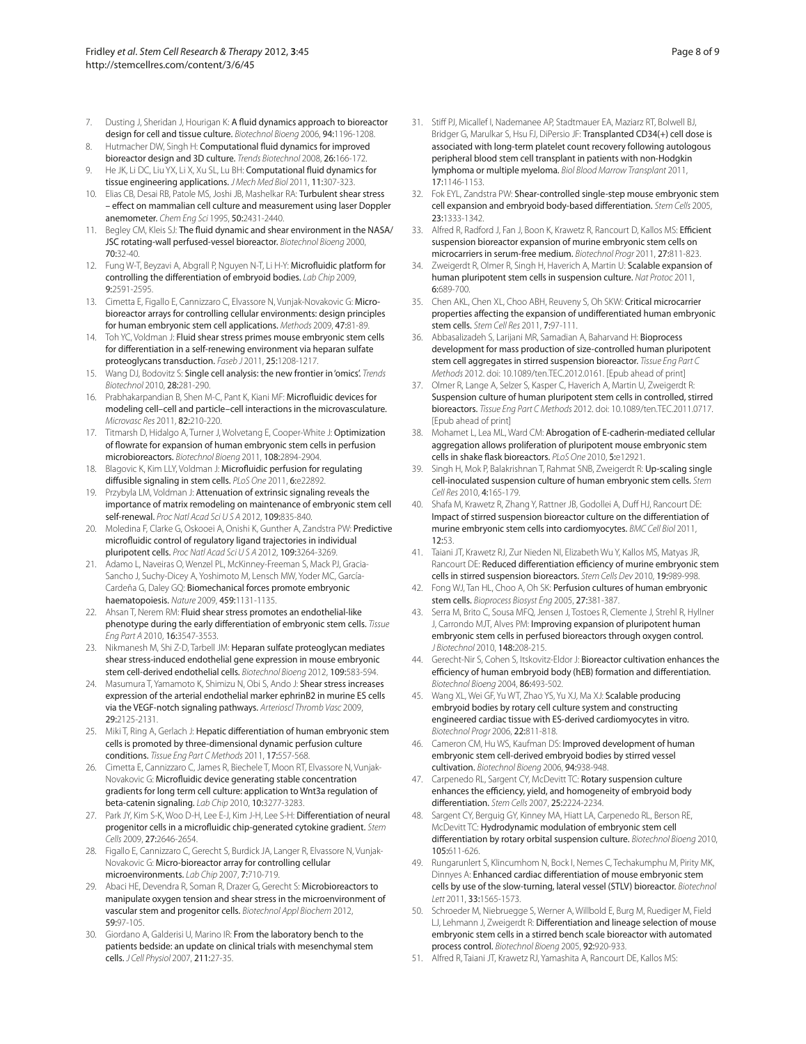7. Dusting J, Sheridan J, Hourigan K: **A fluid dynamics approach to bioreactor design for cell and tissue culture.** *Biotechnol Bioeng* 2006, **94:**1196-1208.
8. Hutmacher DW, Singh H: **Computational fluid dynamics for improved bioreactor design and 3D culture.** *Trends Biotechnol* 2008, **26:**166-172.
9. He JK, Li DC, Liu YX, Li X, Xu SL, Lu BH: **Computational fluid dynamics for tissue engineering applications.** *J Mech Med Biol* 2011, **11:**307-323.
10. Elias CB, Desai RB, Patole MS, Joshi JB, Mashelkar RA: **Turbulent shear stress – effect on mammalian cell culture and measurement using laser Doppler anemometer.** *Chem Eng Sci* 1995, **50:**2431-2440.
11. Begley CM, Kleis SJ: **The fluid dynamic and shear environment in the NASA/JSC rotating-wall perfused-vessel bioreactor.** *Biotechnol Bioeng* 2000, **70:**32-40.
12. Fung W-T, Beyzavi A, Abgrall P, Nguyen N-T, Li H-Y: **Microfluidic platform for controlling the differentiation of embryoid bodies.** *Lab Chip* 2009, **9:**2591-2595.
13. Cimetta E, Figallo E, Cannizzaro C, Elvassore N, Vunjak-Novakovic G: **Micro-bioreactor arrays for controlling cellular environments: design principles for human embryonic stem cell applications.** *Methods* 2009, **47:**81-89.
14. Toh YC, Voldman J: **Fluid shear stress primes mouse embryonic stem cells for differentiation in a self-renewing environment via heparan sulfate proteoglycans transduction.** *Faseb J* 2011, **25:**1208-1217.
15. Wang DJ, Bodovitz S: **Single cell analysis: the new frontier in 'omics'.** *Trends Biotechnol* 2010, **28:**281-290.
16. Prabhakarpandian B, Shen M-C, Pant K, Kiani MF: **Microfluidic devices for modeling cell–cell and particle–cell interactions in the microvasculature.** *Microvasc Res* 2011, **82:**210-220.
17. Titmarsh D, Hidalgo A, Turner J, Wolvetang E, Cooper-White J: **Optimization of flowrate for expansion of human embryonic stem cells in perfusion microbioreactors.** *Biotechnol Bioeng* 2011, **108:**2894-2904.
18. Blagovic K, Kim LLY, Voldman J: **Microfluidic perfusion for regulating diffusible signaling in stem cells.** *PLoS One* 2011, **6:**e22892.
19. Przybyla LM, Voldman J: **Attenuation of extrinsic signaling reveals the importance of matrix remodeling on maintenance of embryonic stem cell self-renewal.** *Proc Natl Acad Sci U S A* 2012, **109:**835-840.
20. Moledina F, Clarke G, Oskooei A, Onishi K, Gunther A, Zandstra PW: **Predictive microfluidic control of regulatory ligand trajectories in individual pluripotent cells.** *Proc Natl Acad Sci U S A* 2012, **109:**3264-3269.
21. Adamo L, Naveiras O, Wenzel PL, McKinney-Freeman S, Mack PJ, Gracia-Sancho J, Suchy-Dicey A, Yoshimoto M, Lensch MW, Yoder MC, García-Cardeña G, Daley GQ: **Biomechanical forces promote embryonic haematopoiesis.** *Nature* 2009, **459:**1131-1135.
22. Ahsan T, Nerem RM: **Fluid shear stress promotes an endothelial-like phenotype during the early differentiation of embryonic stem cells.** *Tissue Eng Part A* 2010, **16:**3547-3553.
23. Nikmanesh M, Shi Z-D, Tarbell JM: **Heparan sulfate proteoglycan mediates shear stress-induced endothelial gene expression in mouse embryonic stem cell-derived endothelial cells.** *Biotechnol Bioeng* 2012, **109:**583-594.
24. Masumura T, Yamamoto K, Shimizu N, Obi S, Ando J: **Shear stress increases expression of the arterial endothelial marker ephrinB2 in murine ES cells via the VEGF-notch signaling pathways.** *Arterioscl Thromb Vasc* 2009, **29:**2125-2131.
25. Miki T, Ring A, Gerlach J: **Hepatic differentiation of human embryonic stem cells is promoted by three-dimensional dynamic perfusion culture conditions.** *Tissue Eng Part C Methods* 2011, **17:**557-568.
26. Cimetta E, Cannizzaro C, James R, Biechele T, Moon RT, Elvassore N, Vunjak-Novakovic G: **Microfluidic device generating stable concentration gradients for long term cell culture: application to Wnt3a regulation of beta-catenin signaling.** *Lab Chip* 2010, **10:**3277-3283.
27. Park JY, Kim S-K, Woo D-H, Lee E-J, Kim J-H, Lee S-H: **Differentiation of neural progenitor cells in a microfluidic chip-generated cytokine gradient.** *Stem Cells* 2009, **27:**2646-2654.
28. Figallo E, Cannizzaro C, Gerecht S, Burdick JA, Langer R, Elvassore N, Vunjak-Novakovic G: **Micro-bioreactor array for controlling cellular microenvironments.** *Lab Chip* 2007, **7:**710-719.
29. Abaci HE, Devendra R, Soman R, Drazer G, Gerecht S: **Microbioreactors to manipulate oxygen tension and shear stress in the microenvironment of vascular stem and progenitor cells.** *Biotechnol Appl Biochem* 2012, **59:**97-105.
30. Giordano A, Galderisi U, Marino IR: **From the laboratory bench to the patients bedside: an update on clinical trials with mesenchymal stem cells.** *J Cell Physiol* 2007, **211:**27-35.
31. Stiff PJ, Micallef I, Nademanee AP, Stadtmauer EA, Maziarz RT, Bolwell BJ, Bridger G, Marulkar S, Hsu FJ, DiPersio JF: **Transplanted CD34(+) cell dose is associated with long-term platelet count recovery following autologous peripheral blood stem cell transplant in patients with non-Hodgkin lymphoma or multiple myeloma.** *Biol Blood Marrow Transplant* 2011, **17:**1146-1153.
32. Fok EYL, Zandstra PW: **Shear-controlled single-step mouse embryonic stem cell expansion and embryoid body-based differentiation.** *Stem Cells* 2005, **23:**1333-1342.
33. Alfred R, Radford J, Fan J, Boon K, Krawetz R, Rancourt D, Kallos MS: **Efficient suspension bioreactor expansion of murine embryonic stem cells on microcarriers in serum-free medium.** *Biotechnol Progr* 2011, **27:**811-823.
34. Zweigerdt R, Olmer R, Singh H, Haverich A, Martin U: **Scalable expansion of human pluripotent stem cells in suspension culture.** *Nat Protoc* 2011, **6:**689-700.
35. Chen AKL, Chen XL, Choo ABH, Reuveny S, Oh SKW: **Critical microcarrier properties affecting the expansion of undifferentiated human embryonic stem cells.** *Stem Cell Res* 2011, **7:**97-111.
36. Abbasalizadeh S, Larijani MR, Samadian A, Baharvand H: **Bioprocess development for mass production of size-controlled human pluripotent stem cell aggregates in stirred suspension bioreactor.** *Tissue Eng Part C Methods* 2012. doi: 10.1089/ten.TEC.2012.0161. [Epub ahead of print]
37. Olmer R, Lange A, Selzer S, Kasper C, Haverich A, Martin U, Zweigerdt R: **Suspension culture of human pluripotent stem cells in controlled, stirred bioreactors.** *Tissue Eng Part C Methods* 2012. doi: 10.1089/ten.TEC.2011.0717. [Epub ahead of print]
38. Mohamet L, Lea ML, Ward CM: **Abrogation of E-cadherin-mediated cellular aggregation allows proliferation of pluripotent mouse embryonic stem cells in shake flask bioreactors.** *PLoS One* 2010, **5:**e12921.
39. Singh H, Mok P, Balakrishnan T, Rahmat SNB, Zweigerdt R: **Up-scaling single cell-inoculated suspension culture of human embryonic stem cells.** *Stem Cell Res* 2010, **4:**165-179.
40. Shafa M, Krawetz R, Zhang Y, Rattner JB, Godollei A, Duff HJ, Rancourt DE: **Impact of stirred suspension bioreactor culture on the differentiation of murine embryonic stem cells into cardiomyocytes.** *BMC Cell Biol* 2011, **12:**53.
41. Taiani JT, Krawetz RJ, Zur Nieden NI, Elizabeth Wu Y, Kallos MS, Matyas JR, Rancourt DE: **Reduced differentiation efficiency of murine embryonic stem cells in stirred suspension bioreactors.** *Stem Cells Dev* 2010, **19:**989-998.
42. Fong WJ, Tan HL, Choo A, Oh SK: **Perfusion cultures of human embryonic stem cells.** *Bioprocess Biosyst Eng* 2005, **27:**381-387.
43. Serra M, Brito C, Sousa MFQ, Jensen J, Tostoes R, Clemente J, Strehl R, Hyllner J, Carrondo MJT, Alves PM: **Improving expansion of pluripotent human embryonic stem cells in perfused bioreactors through oxygen control.** *J Biotechnol* 2010, **148:**208-215.
44. Gerecht-Nir S, Cohen S, Itskovitz-Eldor J: **Bioreactor cultivation enhances the efficiency of human embryoid body (hEB) formation and differentiation.** *Biotechnol Bioeng* 2004, **86:**493-502.
45. Wang XL, Wei GF, Yu WT, Zhao YS, Yu XJ, Ma XJ: **Scalable producing embryoid bodies by rotary cell culture system and constructing engineered cardiac tissue with ES-derived cardiomyocytes in vitro.** *Biotechnol Progr* 2006, **22:**811-818.
46. Cameron CM, Hu WS, Kaufman DS: **Improved development of human embryonic stem cell-derived embryoid bodies by stirred vessel cultivation.** *Biotechnol Bioeng* 2006, **94:**938-948.
47. Carpenedo RL, Sargent CY, McDevitt TC: **Rotary suspension culture enhances the efficiency, yield, and homogeneity of embryoid body differentiation.** *Stem Cells* 2007, **25:**2224-2234.
48. Sargent CY, Berguig GY, Kinney MA, Hiatt LA, Carpenedo RL, Berson RE, McDevitt TC: **Hydrodynamic modulation of embryonic stem cell differentiation by rotary orbital suspension culture.** *Biotechnol Bioeng* 2010, **105:**611-626.
49. Rungarunlert S, Klincumhom N, Bock I, Nemes C, Techakumphu M, Pirity MK, Dinnyes A: **Enhanced cardiac differentiation of mouse embryonic stem cells by use of the slow-turning, lateral vessel (STLV) bioreactor.** *Biotechnol Lett* 2011, **33:**1565-1573.
50. Schroeder M, Niebruegge S, Werner A, Willbold E, Burg M, Ruediger M, Field LJ, Lehmann J, Zweigerdt R: **Differentiation and lineage selection of mouse embryonic stem cells in a stirred bench scale bioreactor with automated process control.** *Biotechnol Bioeng* 2005, **92:**920-933.
51. Alfred R, Taiani JT, Krawetz RJ, Yamashita A, Rancourt DE, Kallos MS: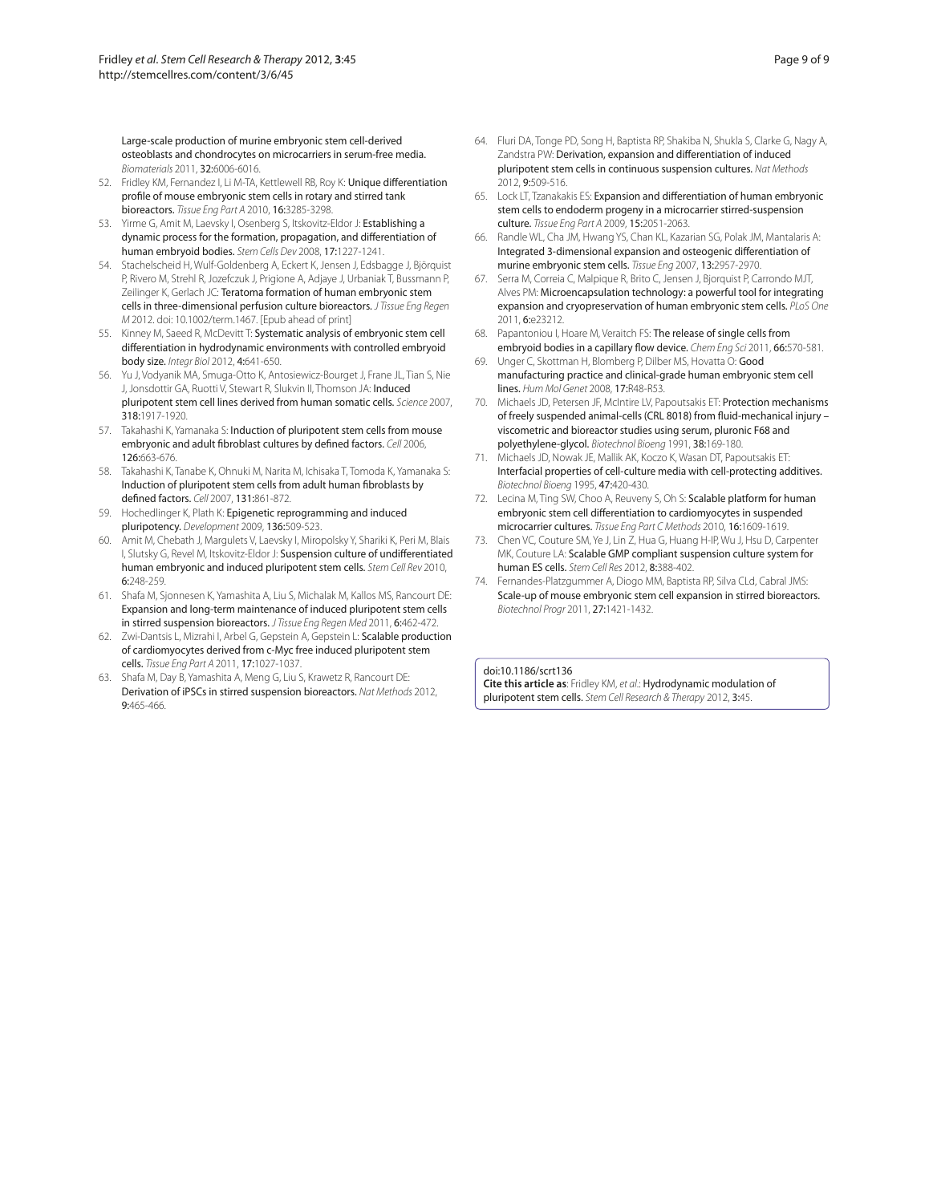Large-scale production of murine embryonic stem cell-derived osteoblasts and chondrocytes on microcarriers in serum-free media. *Biomaterials* 2011, **32:**6006-6016.

52. Fridley KM, Fernandez I, Li M-TA, Kettlewell RB, Roy K: Unique differentiation profile of mouse embryonic stem cells in rotary and stirred tank bioreactors. *Tissue Eng Part A* 2010, **16:**3285-3298.
53. Yirme G, Amit M, Laevsky I, Osenberg S, Itskovitz-Eldor J: Establishing a dynamic process for the formation, propagation, and differentiation of human embryoid bodies. *Stem Cells Dev* 2008, **17:**1227-1241.
54. Stachelscheid H, Wulf-Goldenberg A, Eckert K, Jensen J, Edsbagge J, Björquist P, Rivero M, Strehl R, Jozefczuk J, Prigione A, Adjaye J, Urbaniak T, Bussmann P, Zeilinger K, Gerlach JC: Teratoma formation of human embryonic stem cells in three-dimensional perfusion culture bioreactors. *J Tissue Eng Regen M* 2012. doi: 10.1002/term.1467. [Epub ahead of print]
55. Kinney M, Saeed R, McDevitt T: Systematic analysis of embryonic stem cell differentiation in hydrodynamic environments with controlled embryoid body size. *Integr Biol* 2012, **4:**641-650.
56. Yu J, Vodyanik MA, Smuga-Otto K, Antosiewicz-Bourget J, Frane JL, Tian S, Nie J, Jonsdottir GA, Ruotti V, Stewart R, Slukvin II, Thomson JA: Induced pluripotent stem cell lines derived from human somatic cells. *Science* 2007, **318:**1917-1920.
57. Takahashi K, Yamanaka S: Induction of pluripotent stem cells from mouse embryonic and adult fibroblast cultures by defined factors. *Cell* 2006, **126:**663-676.
58. Takahashi K, Tanabe K, Ohnuki M, Narita M, Ichisaka T, Tomoda K, Yamanaka S: Induction of pluripotent stem cells from adult human fibroblasts by defined factors. *Cell* 2007, **131:**861-872.
59. Hochedlinger K, Plath K: Epigenetic reprogramming and induced pluripotency. *Development* 2009, **136:**509-523.
60. Amit M, Chebath J, Margulets V, Laevsky I, Miropolsky Y, Shariki K, Peri M, Blais I, Slutsky G, Revel M, Itskovitz-Eldor J: Suspension culture of undifferentiated human embryonic and induced pluripotent stem cells. *Stem Cell Rev* 2010, **6:**248-259.
61. Shafa M, Sjonnesen K, Yamashita A, Liu S, Michalak M, Kallos MS, Rancourt DE: Expansion and long-term maintenance of induced pluripotent stem cells in stirred suspension bioreactors. *J Tissue Eng Regen Med* 2011, **6:**462-472.
62. Zwi-Dantsis L, Mizrahi I, Arbel G, Gepstein A, Gepstein L: Scalable production of cardiomyocytes derived from c-Myc free induced pluripotent stem cells. *Tissue Eng Part A* 2011, **17:**1027-1037.
63. Shafa M, Day B, Yamashita A, Meng G, Liu S, Krawetz R, Rancourt DE: Derivation of iPSCs in stirred suspension bioreactors. *Nat Methods* 2012, **9:**465-466.
64. Fluri DA, Tonge PD, Song H, Baptista RP, Shakiba N, Shukla S, Clarke G, Nagy A, Zandstra PW: Derivation, expansion and differentiation of induced pluripotent stem cells in continuous suspension cultures. *Nat Methods* 2012, **9:**509-516.
65. Lock LT, Tzanakakis ES: Expansion and differentiation of human embryonic stem cells to endoderm progeny in a microcarrier stirred-suspension culture. *Tissue Eng Part A* 2009, **15:**2051-2063.
66. Randle WL, Cha JM, Hwang YS, Chan KL, Kazarian SG, Polak JM, Mantalaris A: Integrated 3-dimensional expansion and osteogenic differentiation of murine embryonic stem cells. *Tissue Eng* 2007, **13:**2957-2970.
67. Serra M, Correia C, Malpique R, Brito C, Jensen J, Bjorquist P, Carrondo MJT, Alves PM: Microencapsulation technology: a powerful tool for integrating expansion and cryopreservation of human embryonic stem cells. *PLoS One* 2011, **6:**e23212.
68. Papantoniou I, Hoare M, Veraitch FS: The release of single cells from embryoid bodies in a capillary flow device. *Chem Eng Sci* 2011, **66:**570-581.
69. Unger C, Skottman H, Blomberg P, Dilber MS, Hovatta O: Good manufacturing practice and clinical-grade human embryonic stem cell lines. *Hum Mol Genet* 2008, **17:**R48-R53.
70. Michaels JD, Petersen JF, McIntire LV, Papoutsakis ET: Protection mechanisms of freely suspended animal-cells (CRL 8018) from fluid-mechanical injury – viscometric and bioreactor studies using serum, pluronic F68 and polyethylene-glycol. *Biotechnol Bioeng* 1991, **38:**169-180.
71. Michaels JD, Nowak JE, Mallik AK, Koczo K, Wasan DT, Papoutsakis ET: Interfacial properties of cell-culture media with cell-protecting additives. *Biotechnol Bioeng* 1995, **47:**420-430.
72. Lecina M, Ting SW, Choo A, Reuveny S, Oh S: Scalable platform for human embryonic stem cell differentiation to cardiomyocytes in suspended microcarrier cultures. *Tissue Eng Part C Methods* 2010, **16:**1609-1619.
73. Chen VC, Couture SM, Ye J, Lin Z, Hua G, Huang H-IP, Wu J, Hsu D, Carpenter MK, Couture LA: Scalable GMP compliant suspension culture system for human ES cells. *Stem Cell Res* 2012, **8:**388-402.
74. Fernandes-Platzgummer A, Diogo MM, Baptista RP, Silva CLd, Cabral JMS: Scale-up of mouse embryonic stem cell expansion in stirred bioreactors. *Biotechnol Progr* 2011, **27:**1421-1432.

doi:10.1186/scrt136
**Cite this article as**: Fridley KM, *et al.*: Hydrodynamic modulation of pluripotent stem cells. *Stem Cell Research & Therapy* 2012, **3:**45.